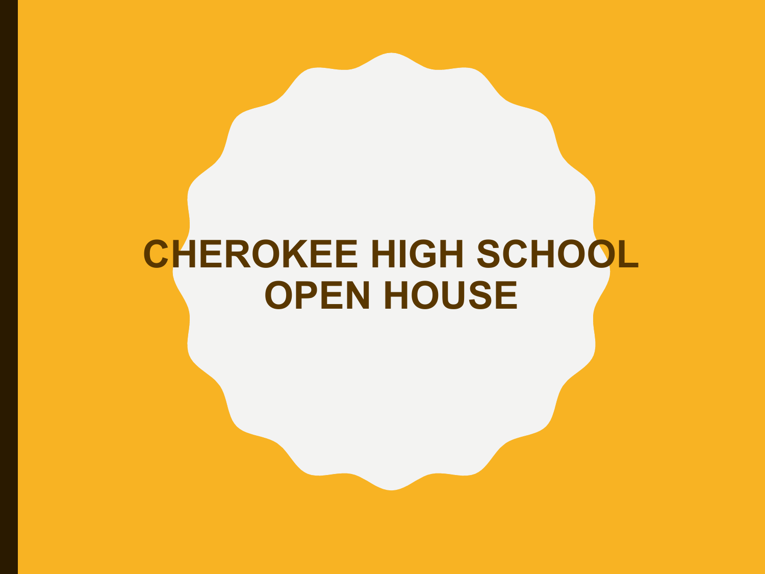# CHEROKEE HIGH SCHOOL OPEN HOUSE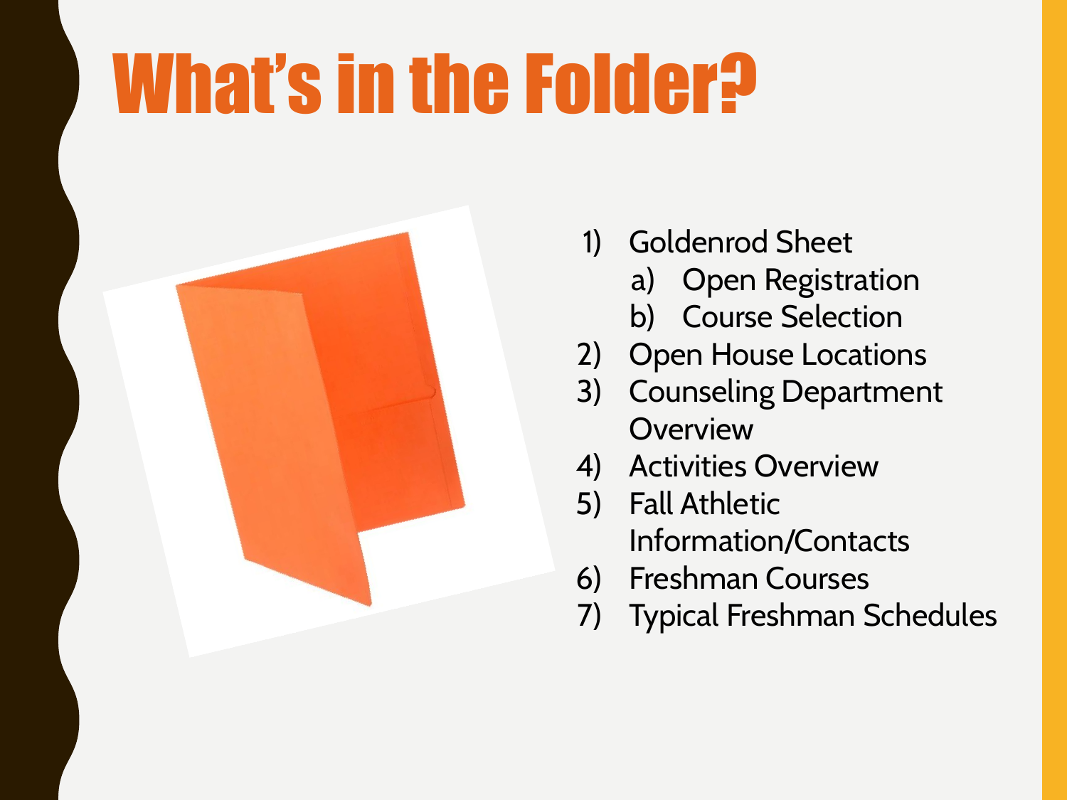# What's in the Folder?

1) Goldenrod Sheet
    a) Open Registration
    b) Course Selection
2) Open House Locations
3) Counseling Department Overview
4) Activities Overview
5) Fall Athletic Information/Contacts
6) Freshman Courses
7) Typical Freshman Schedules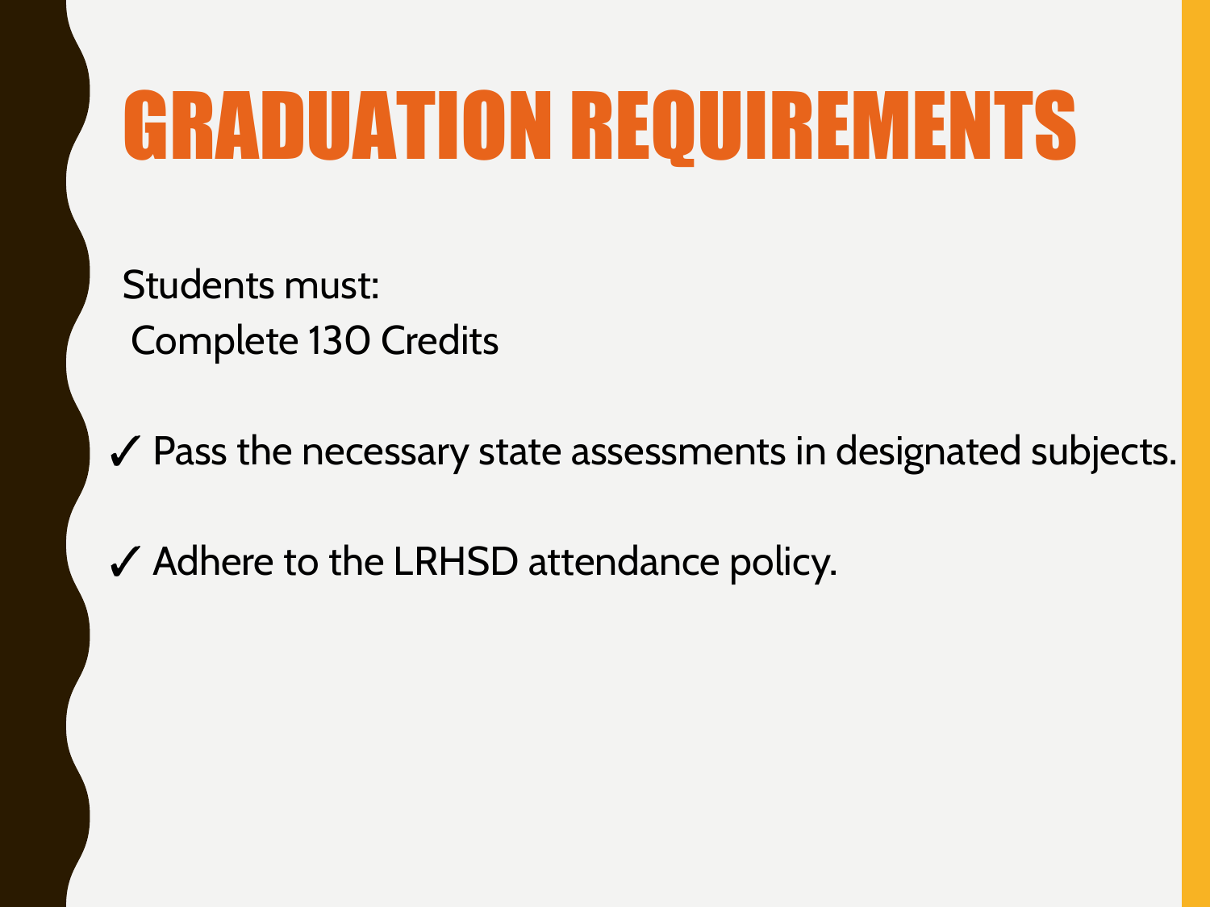# GRADUATION REQUIREMENTS

Students must:
Complete 130 Credits

✓ Pass the necessary state assessments in designated subjects.

✓ Adhere to the LRHSD attendance policy.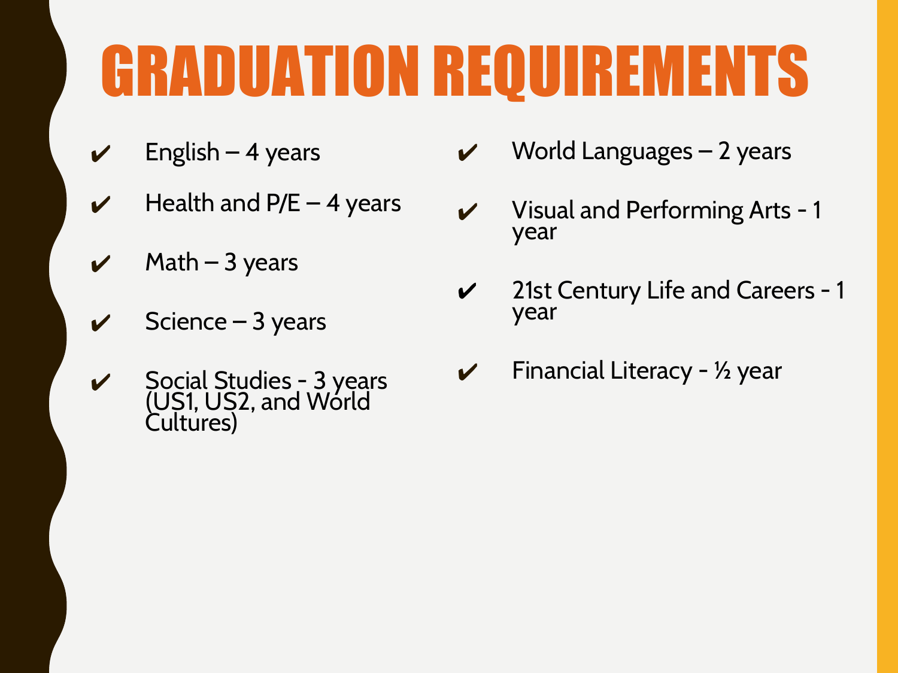# GRADUATION REQUIREMENTS

- ✔ English – 4 years
- ✔ Health and P/E – 4 years
- ✔ Math – 3 years
- ✔ Science – 3 years
- ✔ Social Studies - 3 years (US1, US2, and World Cultures)
- ✔ World Languages – 2 years
- ✔ Visual and Performing Arts - 1 year
- ✔ 21st Century Life and Careers - 1 year
- ✔ Financial Literacy - ½ year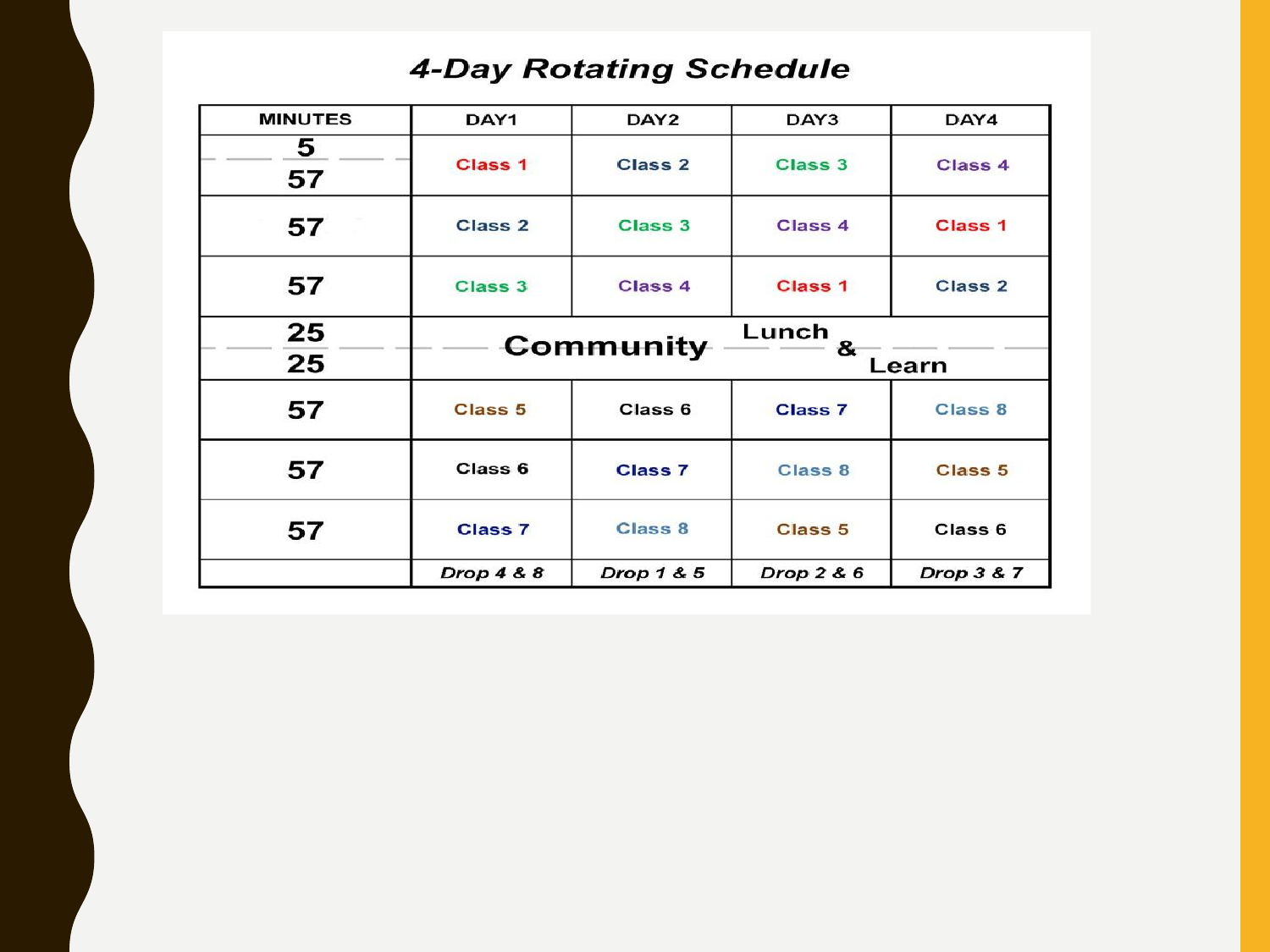## 4-Day Rotating Schedule

| MINUTES | DAY1 | DAY2 | DAY3 | DAY4 |
| --- | --- | --- | --- | --- |
| 5 / 57 | Class 1 | Class 2 | Class 3 | Class 4 |
| 57 | Class 2 | Class 3 | Class 4 | Class 1 |
| 57 | Class 3 | Class 4 | Class 1 | Class 2 |
| 25 / 25 | Community | | Lunch & Learn | |
| 57 | Class 5 | Class 6 | Class 7 | Class 8 |
| 57 | Class 6 | Class 7 | Class 8 | Class 5 |
| 57 | Class 7 | Class 8 | Class 5 | Class 6 |
| | *Drop 4 & 8* | *Drop 1 & 5* | *Drop 2 & 6* | *Drop 3 & 7* |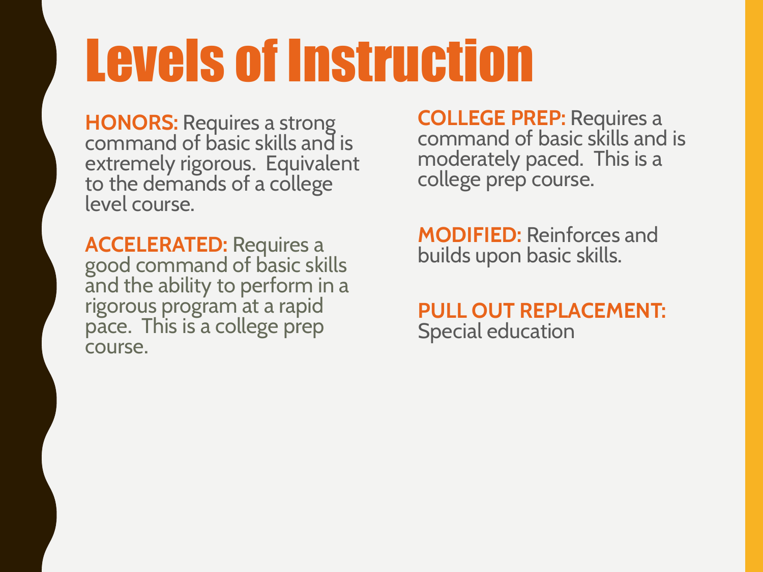# Levels of Instruction

**HONORS:** Requires a strong command of basic skills and is extremely rigorous. Equivalent to the demands of a college level course.

**ACCELERATED:** Requires a good command of basic skills and the ability to perform in a rigorous program at a rapid pace. This is a college prep course.

**COLLEGE PREP:** Requires a command of basic skills and is moderately paced. This is a college prep course.

**MODIFIED:** Reinforces and builds upon basic skills.

**PULL OUT REPLACEMENT:** Special education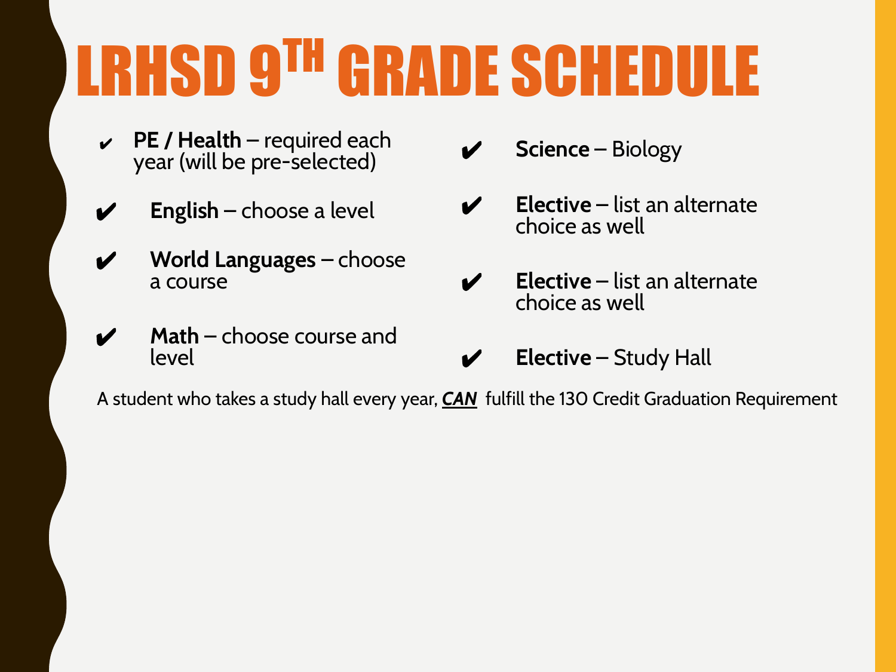# LRHSD 9TH GRADE SCHEDULE

- ✔ **PE / Health** – required each year (will be pre-selected)
- ✔ **English** – choose a level
- ✔ **World Languages** – choose a course
- ✔ **Math** – choose course and level
- ✔ **Science** – Biology
- ✔ **Elective** – list an alternate choice as well
- ✔ **Elective** – list an alternate choice as well
- ✔ **Elective** – Study Hall

A student who takes a study hall every year, ***CAN*** fulfill the 130 Credit Graduation Requirement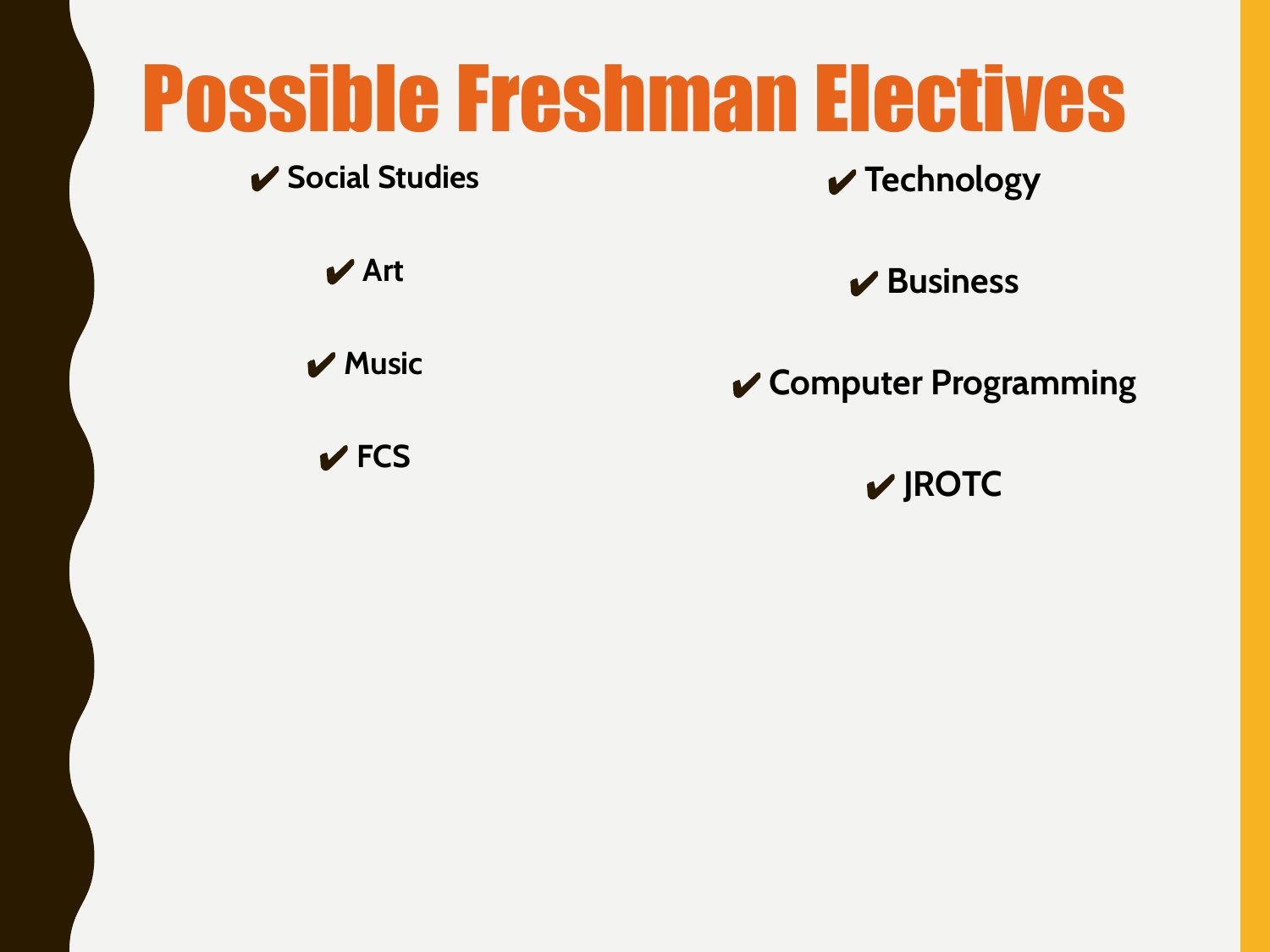# Possible Freshman Electives

- ✔ Social Studies
- ✔ Art
- ✔ Music
- ✔ FCS
- ✔ Technology
- ✔ Business
- ✔ Computer Programming
- ✔ JROTC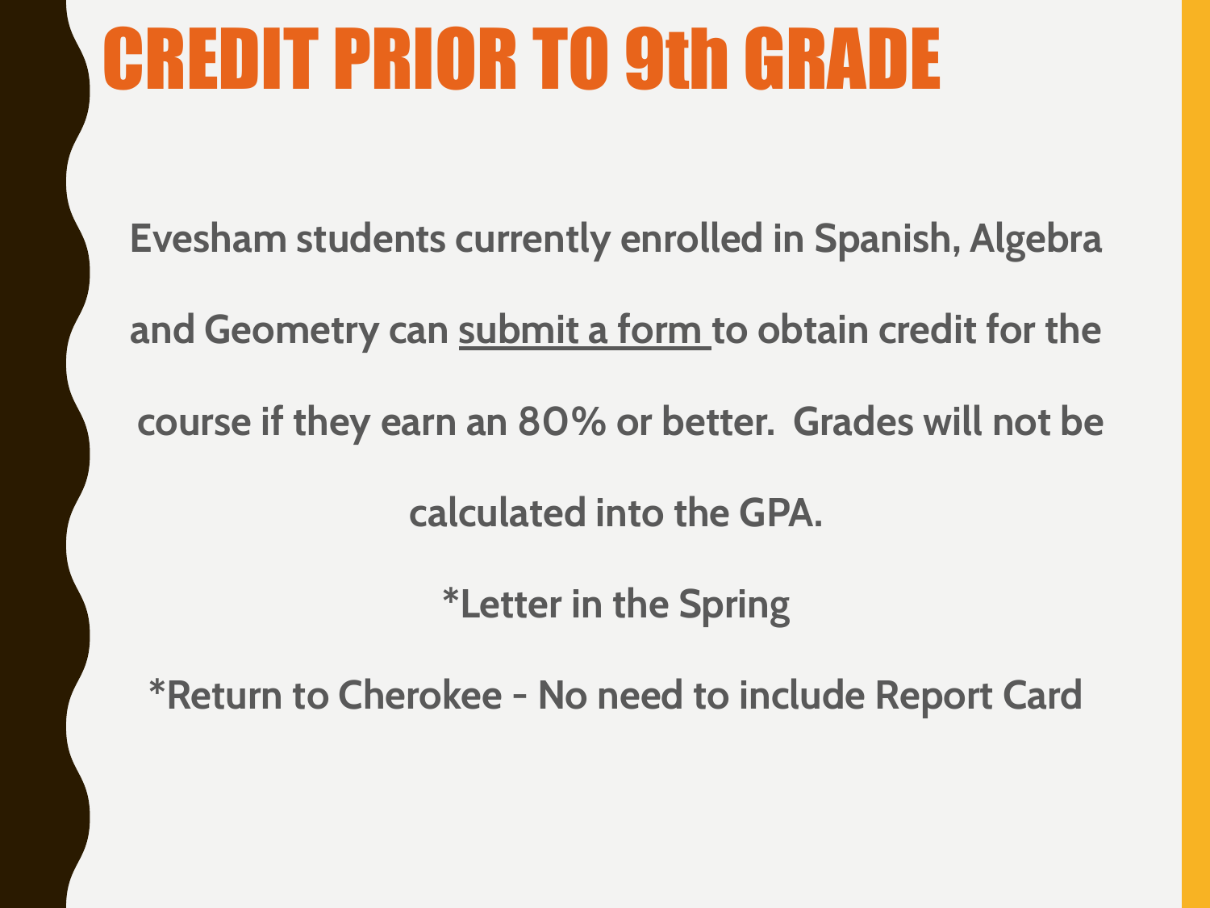# CREDIT PRIOR TO 9th GRADE

**Evesham students currently enrolled in Spanish, Algebra and Geometry can submit a form to obtain credit for the course if they earn an 80% or better. Grades will not be calculated into the GPA.**

**\*Letter in the Spring**

**\*Return to Cherokee - No need to include Report Card**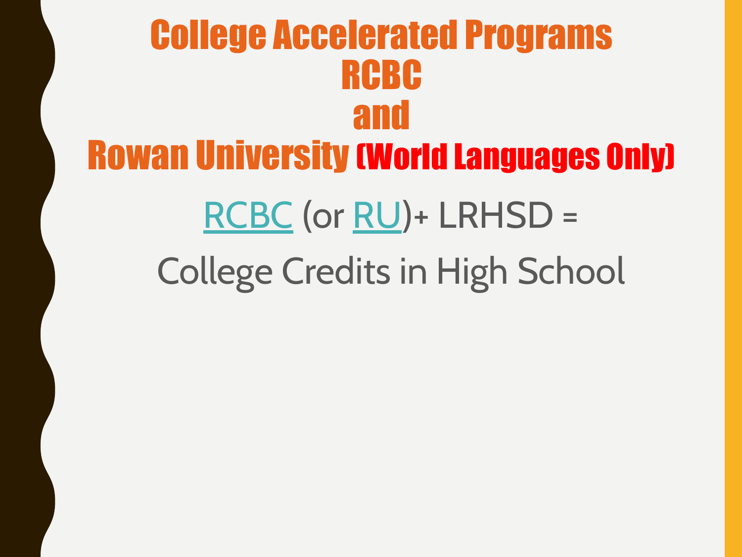# College Accelerated Programs RCBC and Rowan University (World Languages Only)

RCBC (or RU)+ LRHSD =

College Credits in High School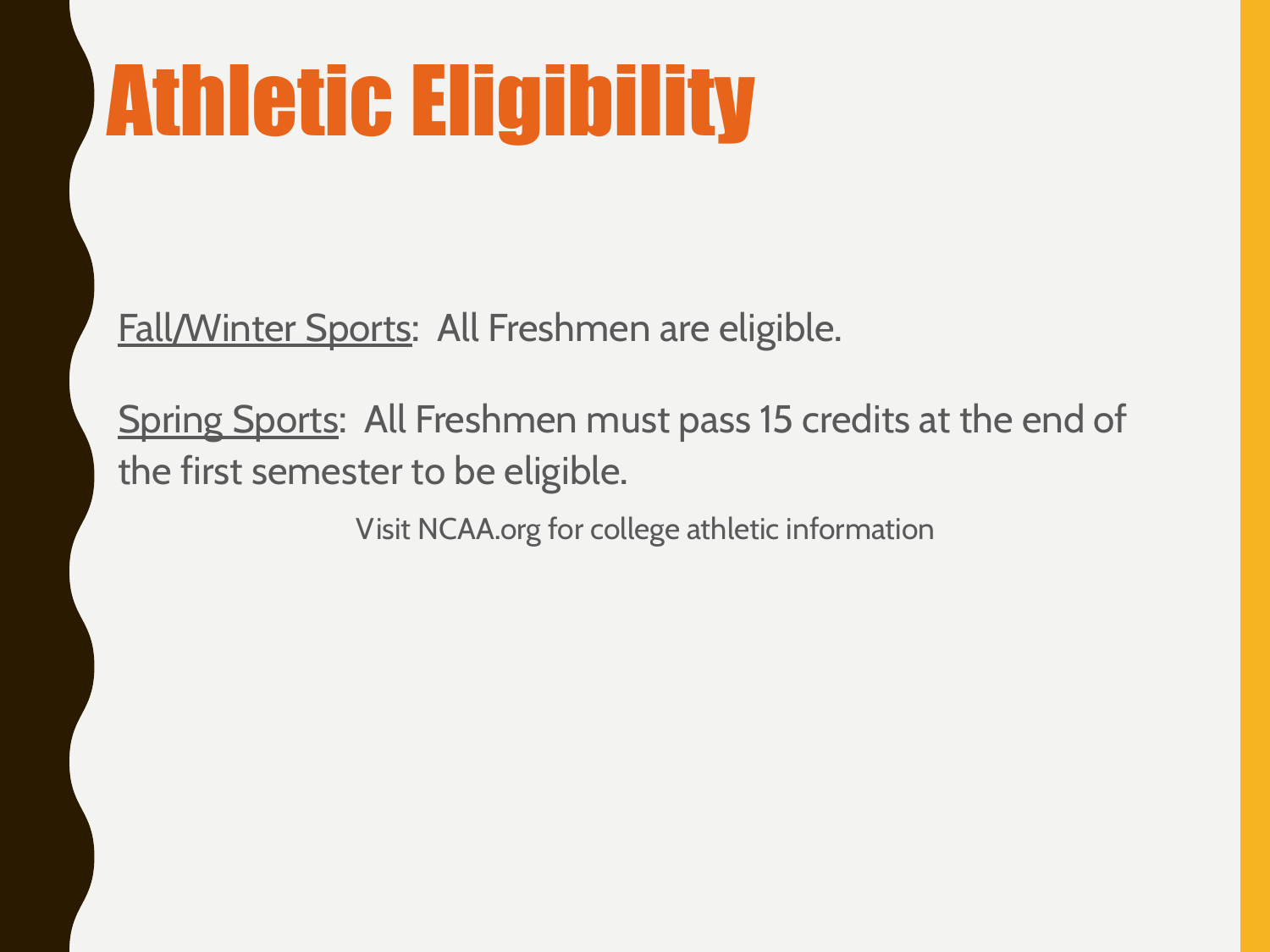# Athletic Eligibility

Fall/Winter Sports: All Freshmen are eligible.

Spring Sports: All Freshmen must pass 15 credits at the end of the first semester to be eligible.

Visit NCAA.org for college athletic information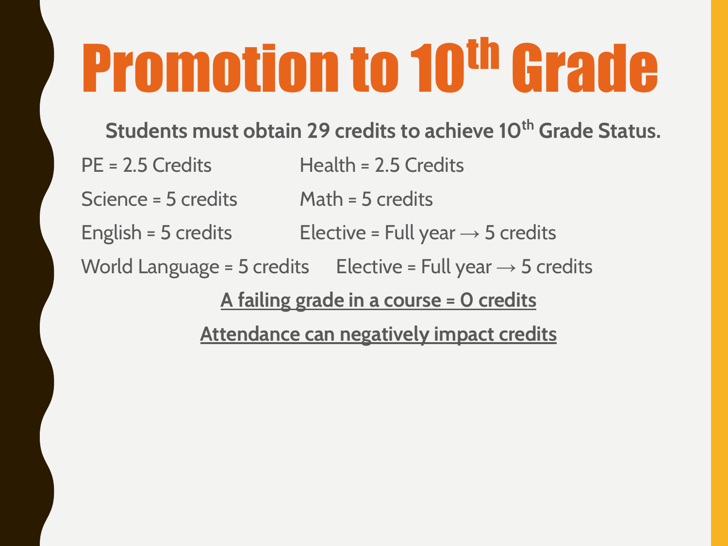# Promotion to 10th Grade

**Students must obtain 29 credits to achieve 10th Grade Status.**

PE = 2.5 Credits

Health = 2.5 Credits

Science = 5 credits

Math = 5 credits

English = 5 credits

Elective = Full year → 5 credits

World Language = 5 credits

Elective = Full year → 5 credits

**A failing grade in a course = 0 credits**

**Attendance can negatively impact credits**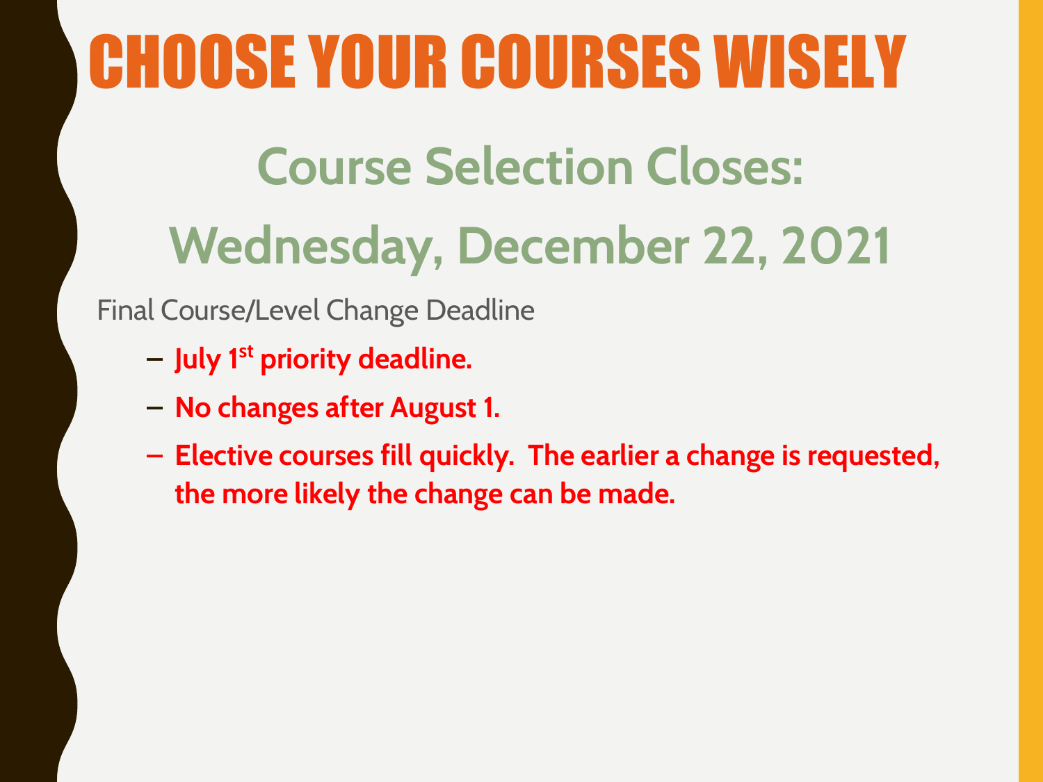# CHOOSE YOUR COURSES WISELY

## Course Selection Closes:

## Wednesday, December 22, 2021

Final Course/Level Change Deadline

- **July 1st priority deadline.**
- **No changes after August 1.**
- **Elective courses fill quickly. The earlier a change is requested, the more likely the change can be made.**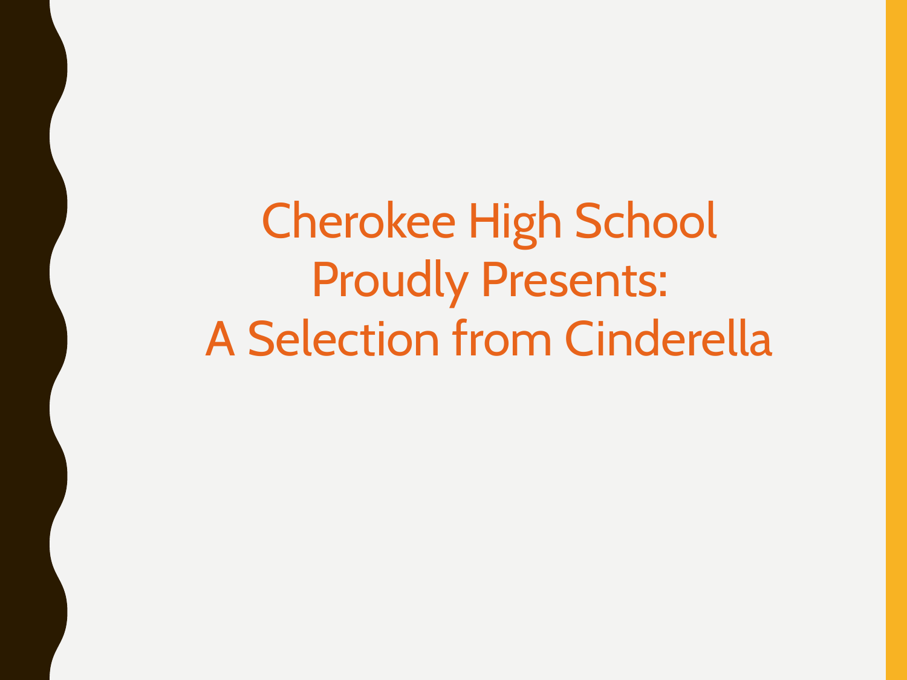# Cherokee High School Proudly Presents: A Selection from Cinderella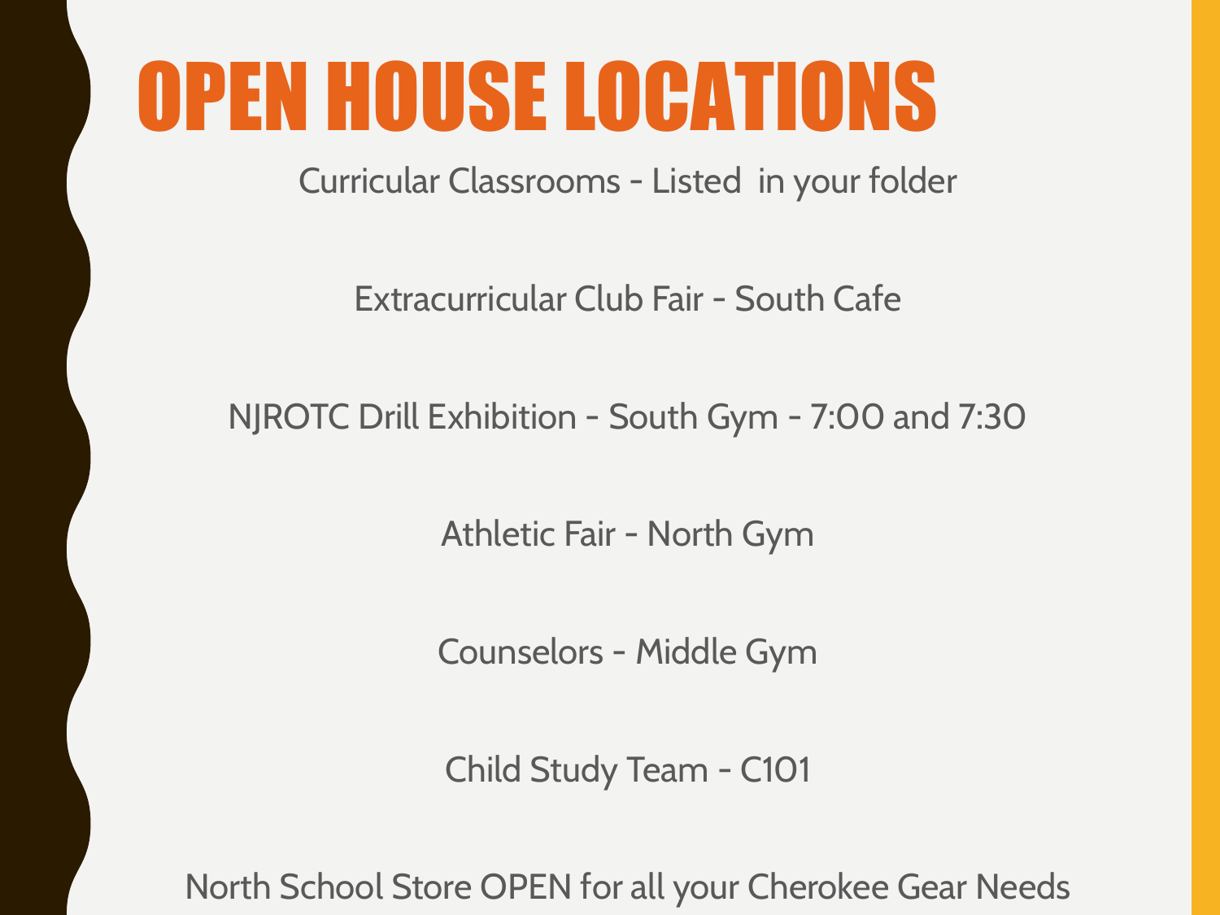# OPEN HOUSE LOCATIONS

Curricular Classrooms - Listed  in your folder

Extracurricular Club Fair - South Cafe

NJROTC Drill Exhibition - South Gym - 7:00 and 7:30

Athletic Fair - North Gym

Counselors - Middle Gym

Child Study Team - C101

North School Store OPEN for all your Cherokee Gear Needs